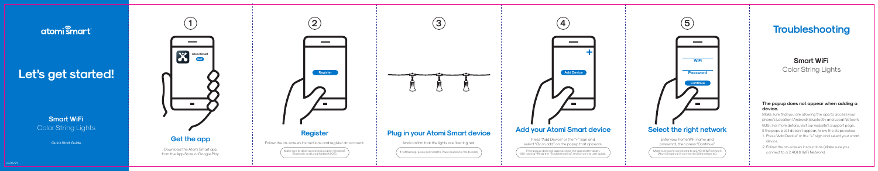atomi smart

# Let's get started!

**Smart WiFi**
Color String Lights

Quick Start Guide

v.3.05.21

## 1 Get the app

Download the Atomi Smart app from the App Store or Google Play.

## 2 Register

Follow the on-screen instructions and register an account.

Make sure to allow access to Location (Android), Bluetooth and Local Network (iOS).

## 3 Plug in your Atomi Smart device

And confirm that the lights are flashing red.

If not flashing, press and hold the Power button for 10s to reset.

## 4 Add your Atomi Smart device

Press "Add Device" or the "+" sign and select "Go to add" on the popup that appears.

If the popup does not appear, close the app and try again. Still nothing? Read the "Troubleshooting" section on this user guide.

## 5 Select the right network

Enter your home WiFi name and password, then press "Continue"

Make sure you're connected to a 2.4GHz WiFi network (Atomi Smart can't connect to 5GHz networks).

# Troubleshooting

**Smart WiFi**
Color String Lights

**The popup does not appear when adding a device.**

Make sure that you are allowing the app to access your phone's Location (Android), Bluetooth and Local Network (iOS). For more details, visit our website's Support page. If the popup still doesn't appear, follow the steps below:

1. Press "Add Device" or the "+" sign and select your smart device.
2. Follow the on-screen instructions (Make sure you connect to a 2.4GHz WiFi Network).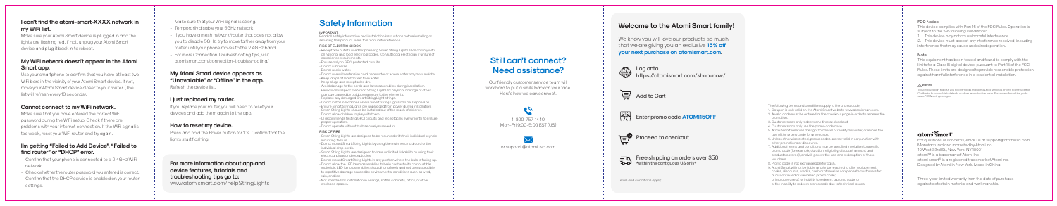### I can't find the atomi-smart-XXXX network in my WiFi list.

Make sure your Atomi Smart device is plugged in and the lights are flashing red. If not, unplug your Atomi Smart device and plug it back in to reboot.

### My WiFi network doesn't appear in the Atomi Smart app.

Use your smartphone to confirm that you have at least two WiFi bars in the vicinity of your Atomi Smart device. If not, move your Atomi Smart device closer to your router. (The list will refresh every 10 seconds).

### Cannot connect to my WiFi network.

Make sure that you have entered the correct WiFi password during the WiFi setup. Check if there are problems with your internet connection. If the WiFi signal is too weak, reset your WiFi router and try again.

### I'm getting "Failed to Add Device", "Failed to find router" or "DHCP" error.

- Confirm that your phone is connected to a 2.4GHz WiFi network.
- Check whether the router password you entered is correct.
- Confirm that the DHCP service is enabled on your router settings.
- Make sure that your WiFi signal is strong.
- Temporarily disable your 5GHz network.
- If you have a mesh network/router that does not allow you to disable 5GHz, try to move farther away from your router until your phone moves to the 2.4GHz band.
- For more Connection Troubleshooting tips, visit atomismart.com/connection-troubleshooting/

### My Atomi Smart device appears as "Unavailable" or "Offline" in the app.

Refresh the device list.

### I just replaced my router.

If you replace your router, you will need to reset your devices and add them again to the app.

### How to reset my device.

Press and hold the Power button for 10s. Confirm that the lights start flashing.

### For more information about app and device features, tutorials and troubleshooting tips go to:

www.atomismart.com/helpStringLights

## Safety Information

**IMPORTANT**

Read all safety information and installation instructions before installing or servicing this product. Save this manual for reference.

**RISK OF ELECTRIC SHOCK**

- Receptacle outlets used for powering Smart String Lights shall comply with all national and local electrical codes. Consult local electrician if unsure of compliance requirements.
- For use only on GFCI protected circuits.
- Do not submerse.
- Do not use in water.
- Do not use with extension cords near water or where water may accumulate.
- Keep plugs at least 10 feet from water.
- Keep plugs and receptacles dry.
- Avoid damage to the cords and lamp assemblies during installation. Periodically inspect the Smart String Lights for physical damage or other damage caused by outdoor exposure to the elements.
- Replace any damaged Smart String Light strings.
- Do not install in locations where Smart String Lights can be stepped on.
- Ensure Smart String Lights are unplugged from power during installation.
- Smart String Lights should be installed out of the reach of children.
- Do not allow children to play with them.
- UL recommends testing GFCI circuits and receptacles every month to ensure proper operation.
- Do not use bulbs without securely screwed in.

**RISK OF FIRE**

- Smart String Lights are designed to be mounted with their individual keynote mounting feature.
- Do not mount Smart String Lights by using the main electrical cord or the individual drop cords.
- Smart String Lights are designed to move unrestricted laterally by using their electrical cord and receptacles.
- Do not mount Smart String Lights in any position where the bulb is facing up.
- Do not allow the LED lamp assemblies to be in contact with combustible materials. LED lamp assemblies should hang freely and not be susceptible to repetitive damage caused by environmental conditions such as wind, rain, and ice.
- Not intended for installation in ceilings, soffits, cabinets, attics, or other enclosed spaces.

## Still can't connect? Need assistance?

Our friendly customer service team will work hard to put a smile back on your face. Here's how we can connect.

1-800-757-1440
Mon-Fri 9:00-5:00 EST (US)

or support@atomiusa.com

## Welcome to the Atomi Smart family!

We know you will love our products so much that we are giving you an exclusive **15% off your next purchase on atomismart.com.**

Log onto https://atomismart.com/shop-now/

Add to Cart

Enter promo code **ATOMI15OFF**

Proceed to checkout

Free shipping on orders over $50
*within the contiguous US only*

Terms and conditions apply.

The following terms and conditions apply to the promo code:
1. Coupon is only valid on the Atomi Smart website www.atomismart.com.
2. A valid code must be entered at the checkout page in order to redeem the promotion.
3. Customers can only redeem one time at checkout.
4. Customers can only use the promo code once.
5. Atomi Smart reserves the right to cancel or modify any order, or revoke the use of the promo code for any reason.
6. Unless otherwise stated, promo codes are not valid in conjunction with other promotions or discounts.
7. Additional terms and conditions may be specified in relation to specific promo code (for example, duration, eligibility, discount amount and products covered), and will govern the use and redemption of those vouchers.
8. Promo code is not exchangeable for cash.
9. Atomi Smart will not be liable and/or be required to offer replacement codes, discounts, credits, cash or otherwise compensate customers for a. discontinued or cancelled promo code;
b. improper use of, or inability to redeem, a promo code; or
c. the inability to redeem promo code due to technical issues.

**FCC Notice:**

This device complies with Part 15 of the FCC Rules. Operation is subject to the two following conditions:
1. This device may not cause harmful interference.
2. This device must accept any interference received, including interference that may cause undesired operation.

**Note:**

This equipment has been tested and found to comply with the limits for a Class B digital device, pursuant to Part 15 of the FCC Rules. These limits are designed to provide reasonable protection against harmful interference in a residential installation.

**Warning**

This product can expose you to chemicals including Lead, which is known to the State of California to cause birth defects or other reproductive harm. For more information go to www.P65Warnings.ca.gov.

atomi smart

For questions or concerns, email us at support@atomiusa.com
Manufactured and marketed by Atomi Inc.
10 West 33rd St., New York, NY 10001
atomi™ is a trademark of Atomi Inc.
atomi smart™ is a registered trademark of Atomi Inc.
Designed by Atomi in New York. Made in China.

Three-year limited warranty from the date of purchase against defects in material and workmanship.